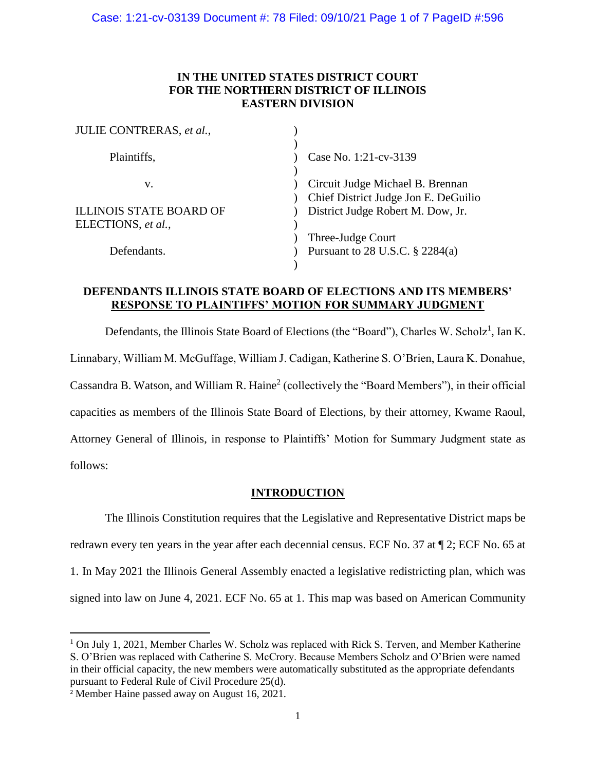**IN THE UNITED STATES DISTRICT COURT FOR THE NORTHERN DISTRICT OF ILLINOIS EASTERN DIVISION**

| | | |
|---|---|---|
| JULIE CONTRERAS, *et al.*, | ) | |
| | ) | |
| Plaintiffs, | ) | Case No. 1:21-cv-3139 |
| | ) | |
| v. | ) | Circuit Judge Michael B. Brennan |
| | ) | Chief District Judge Jon E. DeGuilio |
| ILLINOIS STATE BOARD OF ELECTIONS, *et al.*, | ) | District Judge Robert M. Dow, Jr. |
| | ) | |
| | ) | Three-Judge Court |
| Defendants. | ) | Pursuant to 28 U.S.C. § 2284(a) |
| | ) | |

## DEFENDANTS ILLINOIS STATE BOARD OF ELECTIONS AND ITS MEMBERS' RESPONSE TO PLAINTIFFS' MOTION FOR SUMMARY JUDGMENT

Defendants, the Illinois State Board of Elections (the "Board"), Charles W. Scholz[1], Ian K. Linnabary, William M. McGuffage, William J. Cadigan, Katherine S. O'Brien, Laura K. Donahue, Cassandra B. Watson, and William R. Haine[2] (collectively the "Board Members"), in their official capacities as members of the Illinois State Board of Elections, by their attorney, Kwame Raoul, Attorney General of Illinois, in response to Plaintiffs' Motion for Summary Judgment state as follows:

## INTRODUCTION

The Illinois Constitution requires that the Legislative and Representative District maps be redrawn every ten years in the year after each decennial census. ECF No. 37 at ¶ 2; ECF No. 65 at 1. In May 2021 the Illinois General Assembly enacted a legislative redistricting plan, which was signed into law on June 4, 2021. ECF No. 65 at 1. This map was based on American Community

[1] On July 1, 2021, Member Charles W. Scholz was replaced with Rick S. Terven, and Member Katherine S. O'Brien was replaced with Catherine S. McCrory. Because Members Scholz and O'Brien were named in their official capacity, the new members were automatically substituted as the appropriate defendants pursuant to Federal Rule of Civil Procedure 25(d).

[2] Member Haine passed away on August 16, 2021.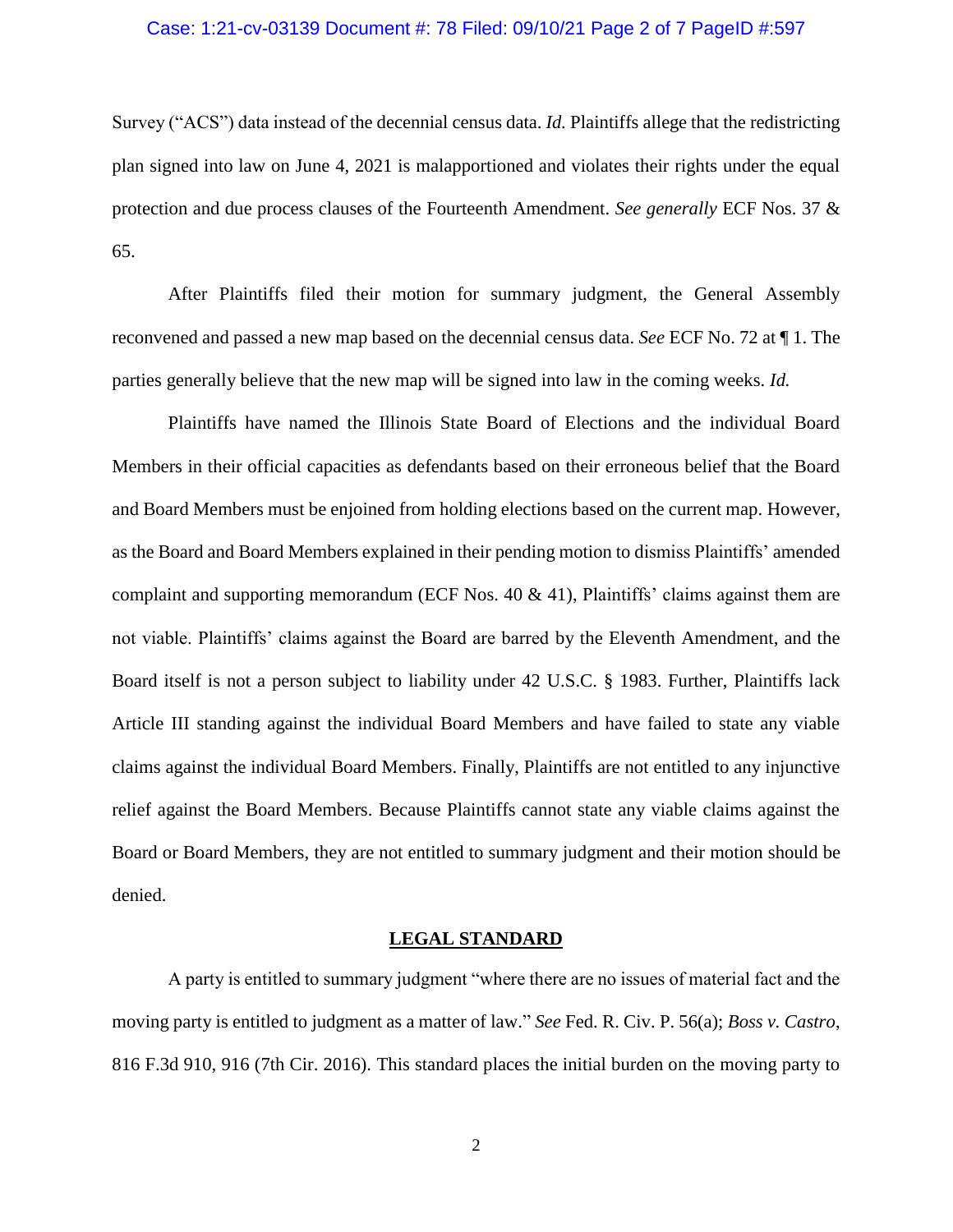Survey ("ACS") data instead of the decennial census data. *Id.* Plaintiffs allege that the redistricting plan signed into law on June 4, 2021 is malapportioned and violates their rights under the equal protection and due process clauses of the Fourteenth Amendment. *See generally* ECF Nos. 37 & 65.

After Plaintiffs filed their motion for summary judgment, the General Assembly reconvened and passed a new map based on the decennial census data. *See* ECF No. 72 at ¶ 1. The parties generally believe that the new map will be signed into law in the coming weeks. *Id.*

Plaintiffs have named the Illinois State Board of Elections and the individual Board Members in their official capacities as defendants based on their erroneous belief that the Board and Board Members must be enjoined from holding elections based on the current map. However, as the Board and Board Members explained in their pending motion to dismiss Plaintiffs' amended complaint and supporting memorandum (ECF Nos. 40 & 41), Plaintiffs' claims against them are not viable. Plaintiffs' claims against the Board are barred by the Eleventh Amendment, and the Board itself is not a person subject to liability under 42 U.S.C. § 1983. Further, Plaintiffs lack Article III standing against the individual Board Members and have failed to state any viable claims against the individual Board Members. Finally, Plaintiffs are not entitled to any injunctive relief against the Board Members. Because Plaintiffs cannot state any viable claims against the Board or Board Members, they are not entitled to summary judgment and their motion should be denied.

## LEGAL STANDARD

A party is entitled to summary judgment "where there are no issues of material fact and the moving party is entitled to judgment as a matter of law." *See* Fed. R. Civ. P. 56(a); *Boss v. Castro*, 816 F.3d 910, 916 (7th Cir. 2016). This standard places the initial burden on the moving party to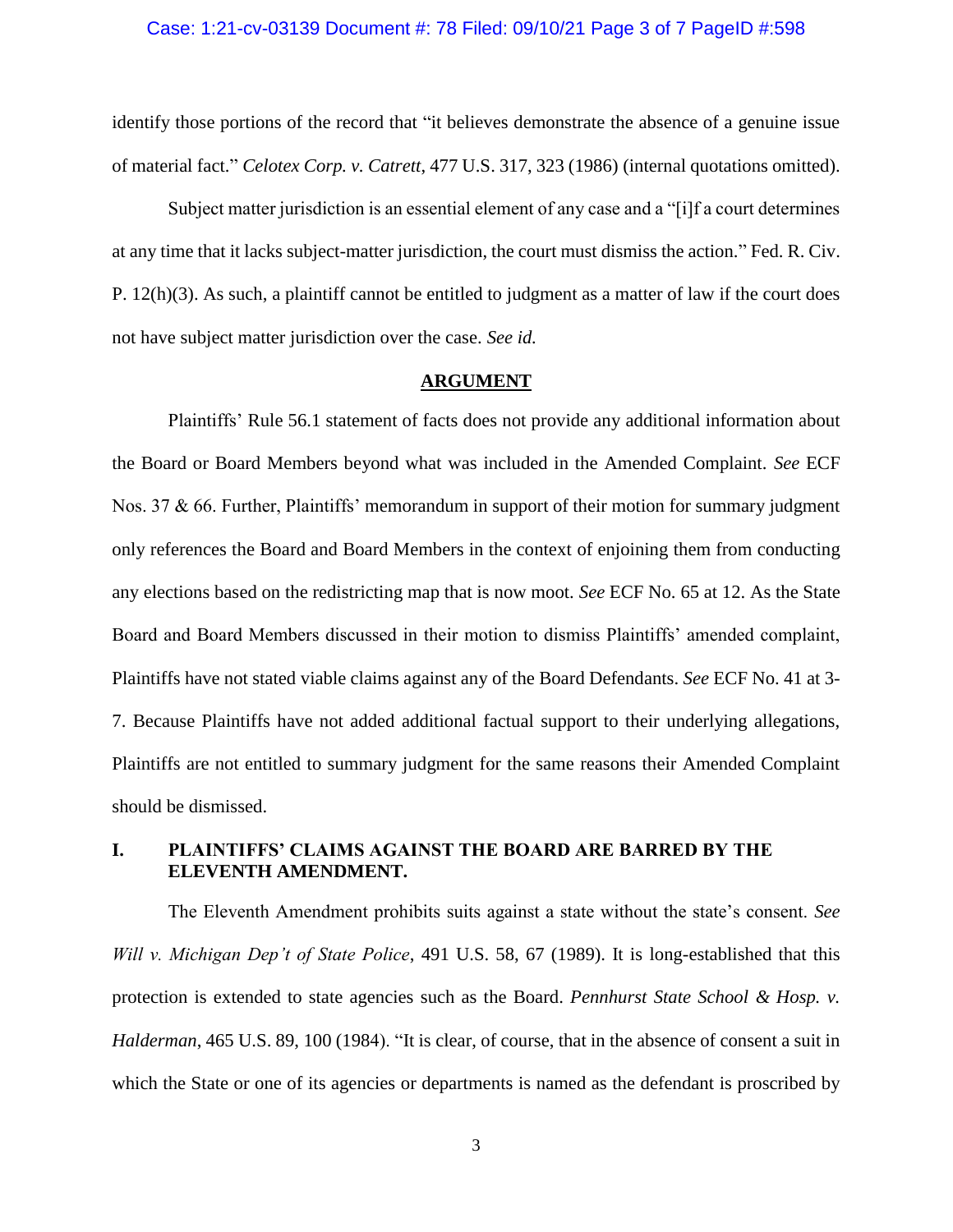identify those portions of the record that "it believes demonstrate the absence of a genuine issue of material fact." *Celotex Corp. v. Catrett*, 477 U.S. 317, 323 (1986) (internal quotations omitted).

Subject matter jurisdiction is an essential element of any case and a "[i]f a court determines at any time that it lacks subject-matter jurisdiction, the court must dismiss the action." Fed. R. Civ. P. 12(h)(3). As such, a plaintiff cannot be entitled to judgment as a matter of law if the court does not have subject matter jurisdiction over the case. *See id.*

## ARGUMENT

Plaintiffs' Rule 56.1 statement of facts does not provide any additional information about the Board or Board Members beyond what was included in the Amended Complaint. *See* ECF Nos. 37 & 66. Further, Plaintiffs' memorandum in support of their motion for summary judgment only references the Board and Board Members in the context of enjoining them from conducting any elections based on the redistricting map that is now moot. *See* ECF No. 65 at 12. As the State Board and Board Members discussed in their motion to dismiss Plaintiffs' amended complaint, Plaintiffs have not stated viable claims against any of the Board Defendants. *See* ECF No. 41 at 3-7. Because Plaintiffs have not added additional factual support to their underlying allegations, Plaintiffs are not entitled to summary judgment for the same reasons their Amended Complaint should be dismissed.

### I. PLAINTIFFS' CLAIMS AGAINST THE BOARD ARE BARRED BY THE ELEVENTH AMENDMENT.

The Eleventh Amendment prohibits suits against a state without the state's consent. *See Will v. Michigan Dep't of State Police*, 491 U.S. 58, 67 (1989). It is long-established that this protection is extended to state agencies such as the Board. *Pennhurst State School & Hosp. v. Halderman*, 465 U.S. 89, 100 (1984). "It is clear, of course, that in the absence of consent a suit in which the State or one of its agencies or departments is named as the defendant is proscribed by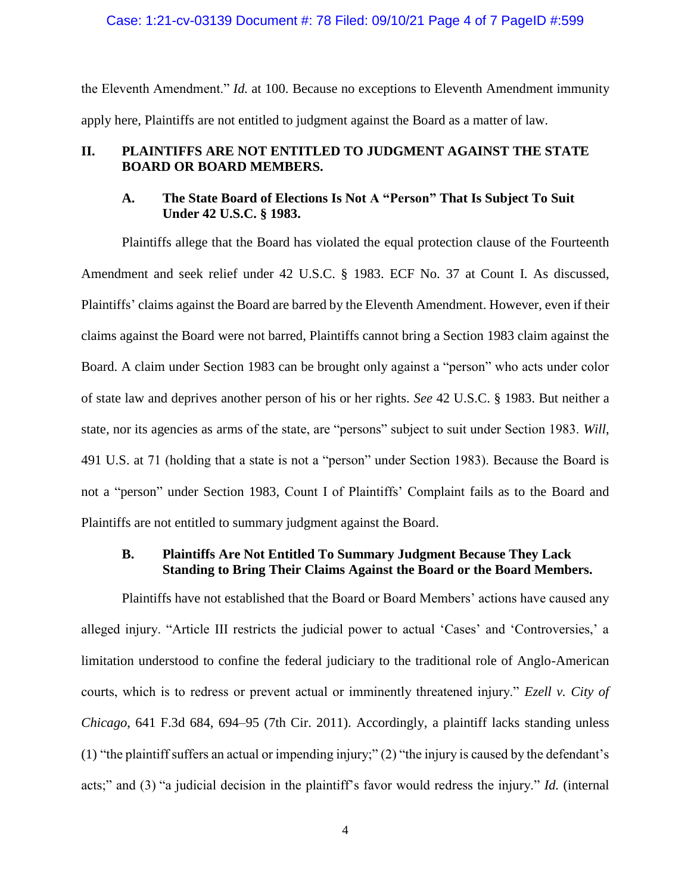the Eleventh Amendment." *Id.* at 100. Because no exceptions to Eleventh Amendment immunity apply here, Plaintiffs are not entitled to judgment against the Board as a matter of law.

## II. PLAINTIFFS ARE NOT ENTITLED TO JUDGMENT AGAINST THE STATE BOARD OR BOARD MEMBERS.

### A. The State Board of Elections Is Not A "Person" That Is Subject To Suit Under 42 U.S.C. § 1983.

Plaintiffs allege that the Board has violated the equal protection clause of the Fourteenth Amendment and seek relief under 42 U.S.C. § 1983. ECF No. 37 at Count I. As discussed, Plaintiffs' claims against the Board are barred by the Eleventh Amendment. However, even if their claims against the Board were not barred, Plaintiffs cannot bring a Section 1983 claim against the Board. A claim under Section 1983 can be brought only against a "person" who acts under color of state law and deprives another person of his or her rights. *See* 42 U.S.C. § 1983. But neither a state, nor its agencies as arms of the state, are "persons" subject to suit under Section 1983. *Will*, 491 U.S. at 71 (holding that a state is not a "person" under Section 1983). Because the Board is not a "person" under Section 1983, Count I of Plaintiffs' Complaint fails as to the Board and Plaintiffs are not entitled to summary judgment against the Board.

### B. Plaintiffs Are Not Entitled To Summary Judgment Because They Lack Standing to Bring Their Claims Against the Board or the Board Members.

Plaintiffs have not established that the Board or Board Members' actions have caused any alleged injury. "Article III restricts the judicial power to actual 'Cases' and 'Controversies,' a limitation understood to confine the federal judiciary to the traditional role of Anglo-American courts, which is to redress or prevent actual or imminently threatened injury." *Ezell v. City of Chicago*, 641 F.3d 684, 694–95 (7th Cir. 2011). Accordingly, a plaintiff lacks standing unless (1) "the plaintiff suffers an actual or impending injury;" (2) "the injury is caused by the defendant's acts;" and (3) "a judicial decision in the plaintiff's favor would redress the injury." *Id.* (internal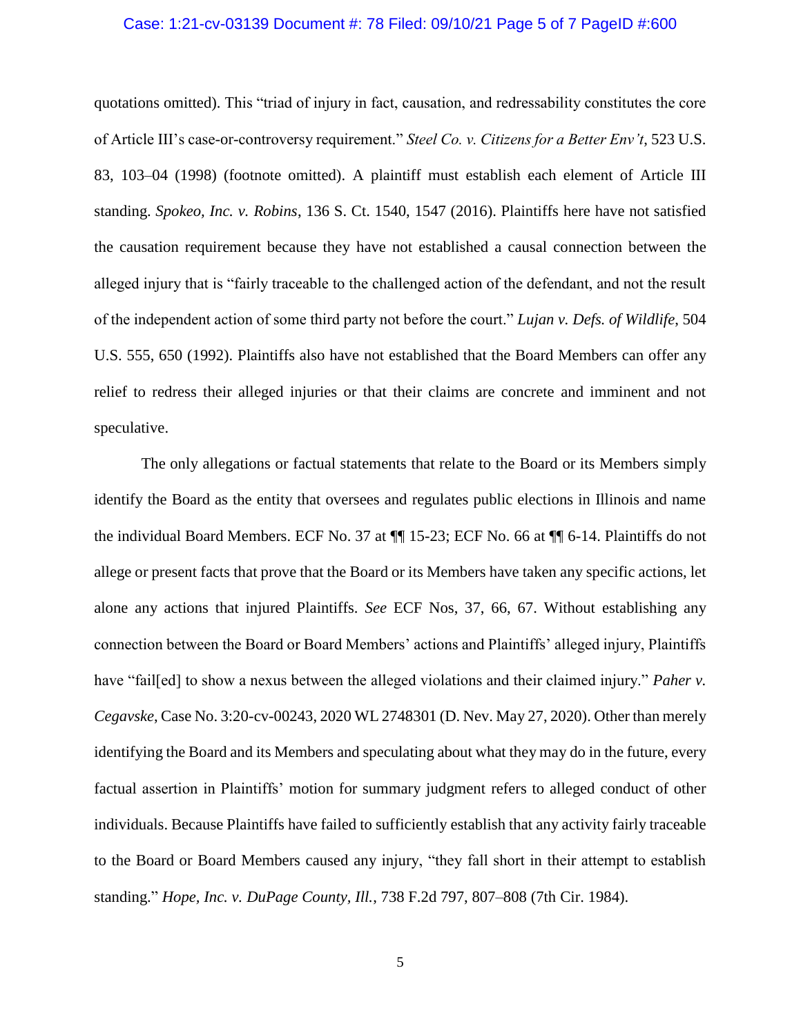quotations omitted). This "triad of injury in fact, causation, and redressability constitutes the core of Article III's case-or-controversy requirement." *Steel Co. v. Citizens for a Better Env't*, 523 U.S. 83, 103–04 (1998) (footnote omitted). A plaintiff must establish each element of Article III standing. *Spokeo, Inc. v. Robins*, 136 S. Ct. 1540, 1547 (2016). Plaintiffs here have not satisfied the causation requirement because they have not established a causal connection between the alleged injury that is "fairly traceable to the challenged action of the defendant, and not the result of the independent action of some third party not before the court." *Lujan v. Defs. of Wildlife*, 504 U.S. 555, 650 (1992). Plaintiffs also have not established that the Board Members can offer any relief to redress their alleged injuries or that their claims are concrete and imminent and not speculative.

The only allegations or factual statements that relate to the Board or its Members simply identify the Board as the entity that oversees and regulates public elections in Illinois and name the individual Board Members. ECF No. 37 at ¶¶ 15-23; ECF No. 66 at ¶¶ 6-14. Plaintiffs do not allege or present facts that prove that the Board or its Members have taken any specific actions, let alone any actions that injured Plaintiffs. *See* ECF Nos, 37, 66, 67. Without establishing any connection between the Board or Board Members' actions and Plaintiffs' alleged injury, Plaintiffs have "fail[ed] to show a nexus between the alleged violations and their claimed injury." *Paher v. Cegavske*, Case No. 3:20-cv-00243, 2020 WL 2748301 (D. Nev. May 27, 2020). Other than merely identifying the Board and its Members and speculating about what they may do in the future, every factual assertion in Plaintiffs' motion for summary judgment refers to alleged conduct of other individuals. Because Plaintiffs have failed to sufficiently establish that any activity fairly traceable to the Board or Board Members caused any injury, "they fall short in their attempt to establish standing." *Hope, Inc. v. DuPage County, Ill.*, 738 F.2d 797, 807–808 (7th Cir. 1984).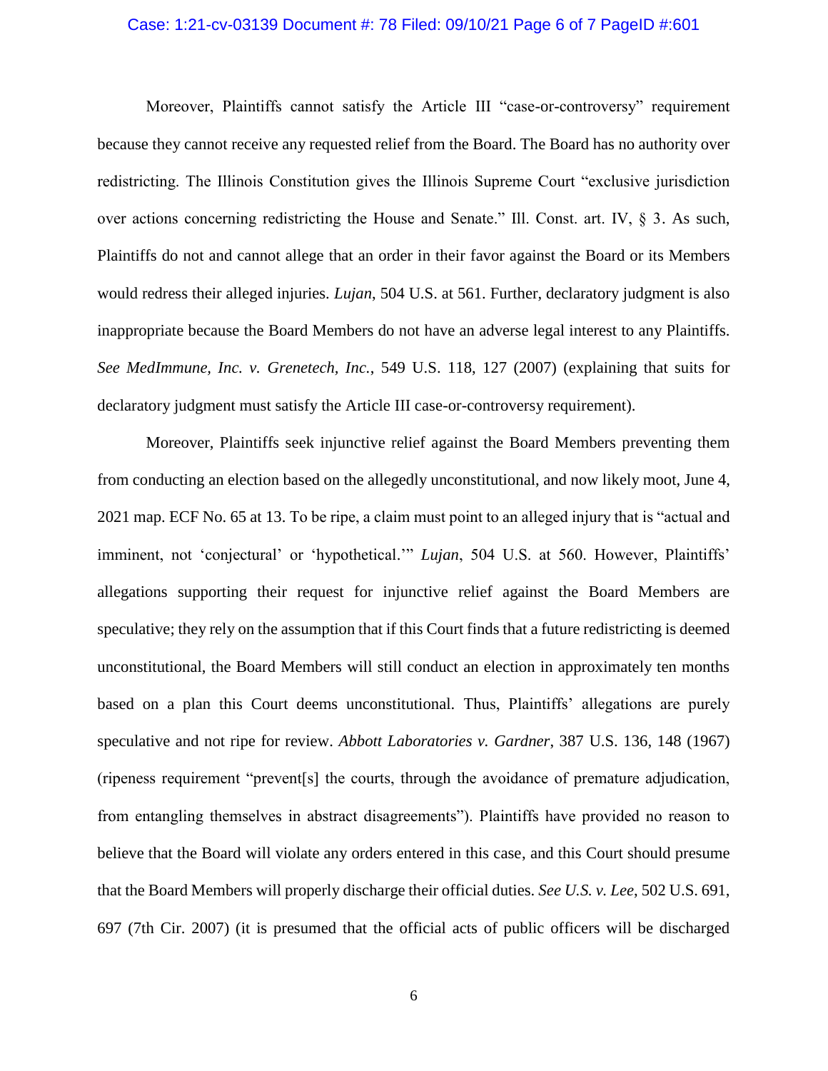Moreover, Plaintiffs cannot satisfy the Article III "case-or-controversy" requirement because they cannot receive any requested relief from the Board. The Board has no authority over redistricting. The Illinois Constitution gives the Illinois Supreme Court "exclusive jurisdiction over actions concerning redistricting the House and Senate." Ill. Const. art. IV, § 3. As such, Plaintiffs do not and cannot allege that an order in their favor against the Board or its Members would redress their alleged injuries. *Lujan*, 504 U.S. at 561. Further, declaratory judgment is also inappropriate because the Board Members do not have an adverse legal interest to any Plaintiffs. *See MedImmune, Inc. v. Grenetech, Inc.*, 549 U.S. 118, 127 (2007) (explaining that suits for declaratory judgment must satisfy the Article III case-or-controversy requirement).

Moreover, Plaintiffs seek injunctive relief against the Board Members preventing them from conducting an election based on the allegedly unconstitutional, and now likely moot, June 4, 2021 map. ECF No. 65 at 13. To be ripe, a claim must point to an alleged injury that is "actual and imminent, not 'conjectural' or 'hypothetical.'" *Lujan*, 504 U.S. at 560. However, Plaintiffs' allegations supporting their request for injunctive relief against the Board Members are speculative; they rely on the assumption that if this Court finds that a future redistricting is deemed unconstitutional, the Board Members will still conduct an election in approximately ten months based on a plan this Court deems unconstitutional. Thus, Plaintiffs' allegations are purely speculative and not ripe for review. *Abbott Laboratories v. Gardner*, 387 U.S. 136, 148 (1967) (ripeness requirement "prevent[s] the courts, through the avoidance of premature adjudication, from entangling themselves in abstract disagreements"). Plaintiffs have provided no reason to believe that the Board will violate any orders entered in this case, and this Court should presume that the Board Members will properly discharge their official duties. *See U.S. v. Lee*, 502 U.S. 691, 697 (7th Cir. 2007) (it is presumed that the official acts of public officers will be discharged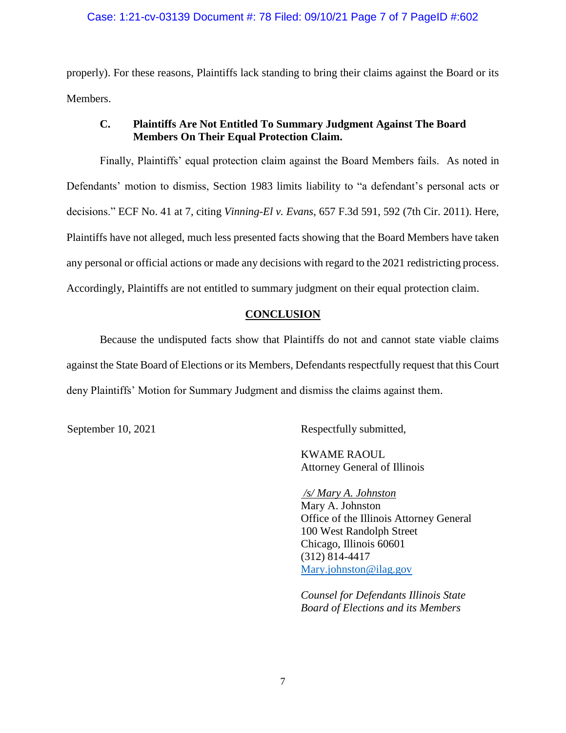properly). For these reasons, Plaintiffs lack standing to bring their claims against the Board or its Members.

### C. Plaintiffs Are Not Entitled To Summary Judgment Against The Board Members On Their Equal Protection Claim.

Finally, Plaintiffs' equal protection claim against the Board Members fails. As noted in Defendants' motion to dismiss, Section 1983 limits liability to "a defendant's personal acts or decisions." ECF No. 41 at 7, citing *Vinning-El v. Evans*, 657 F.3d 591, 592 (7th Cir. 2011). Here, Plaintiffs have not alleged, much less presented facts showing that the Board Members have taken any personal or official actions or made any decisions with regard to the 2021 redistricting process. Accordingly, Plaintiffs are not entitled to summary judgment on their equal protection claim.

## CONCLUSION

Because the undisputed facts show that Plaintiffs do not and cannot state viable claims against the State Board of Elections or its Members, Defendants respectfully request that this Court deny Plaintiffs' Motion for Summary Judgment and dismiss the claims against them.

September 10, 2021

Respectfully submitted,

KWAME RAOUL
Attorney General of Illinois

*/s/ Mary A. Johnston*
Mary A. Johnston
Office of the Illinois Attorney General
100 West Randolph Street
Chicago, Illinois 60601
(312) 814-4417
Mary.johnston@ilag.gov

*Counsel for Defendants Illinois State Board of Elections and its Members*